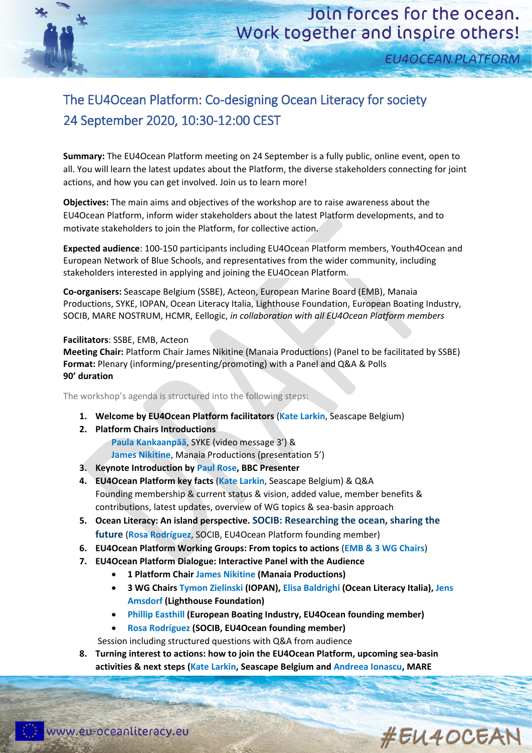# The EU4Ocean Platform: Co-designing Ocean Literacy for society

## 24 September 2020, 10:30-12:00 CEST

**Summary:** The EU4Ocean Platform meeting on 24 September is a fully public, online event, open to all. You will learn the latest updates about the Platform, the diverse stakeholders connecting for joint actions, and how you can get involved. Join us to learn more!

**Objectives:** The main aims and objectives of the workshop are to raise awareness about the EU4Ocean Platform, inform wider stakeholders about the latest Platform developments, and to motivate stakeholders to join the Platform, for collective action.

**Expected audience**: 100-150 participants including EU4Ocean Platform members, Youth4Ocean and European Network of Blue Schools, and representatives from the wider community, including stakeholders interested in applying and joining the EU4Ocean Platform.

**Co-organisers:** Seascape Belgium (SSBE), Acteon, European Marine Board (EMB), Manaia Productions, SYKE, IOPAN, Ocean Literacy Italia, Lighthouse Foundation, European Boating Industry, SOCIB, MARE NOSTRUM, HCMR, Eellogic, *in collaboration with all EU4Ocean Platform members*

**Facilitators**: SSBE, EMB, Acteon
**Meeting Chair:** Platform Chair James Nikitine (Manaia Productions) (Panel to be facilitated by SSBE)
**Format:** Plenary (informing/presenting/promoting) with a Panel and Q&A & Polls
**90' duration**

The workshop's agenda is structured into the following steps:

1. **Welcome by EU4Ocean Platform facilitators** (Kate Larkin, Seascape Belgium)
2. **Platform Chairs Introductions**
   Paula Kankaanpää, SYKE (video message 3') &
   James Nikitine, Manaia Productions (presentation 5')
3. **Keynote Introduction by Paul Rose, BBC Presenter**
4. **EU4Ocean Platform key facts** (Kate Larkin, Seascape Belgium) & Q&A
   Founding membership & current status & vision, added value, member benefits & contributions, latest updates, overview of WG topics & sea-basin approach
5. **Ocean Literacy: An island perspective. SOCIB: Researching the ocean, sharing the future** (Rosa Rodríguez, SOCIB, EU4Ocean Platform founding member)
6. **EU4Ocean Platform Working Groups: From topics to actions** (EMB & 3 WG Chairs)
7. **EU4Ocean Platform Dialogue: Interactive Panel with the Audience**
   - **1 Platform Chair James Nikitine (Manaia Productions)**
   - **3 WG Chairs Tymon Zielinski (IOPAN), Elisa Baldrighi (Ocean Literacy Italia), Jens Amsdorf (Lighthouse Foundation)**
   - **Phillip Easthill (European Boating Industry, EU4Ocean founding member)**
   - **Rosa Rodríguez (SOCIB, EU4Ocean founding member)**

   Session including structured questions with Q&A from audience
8. **Turning interest to actions: how to join the EU4Ocean Platform, upcoming sea-basin activities & next steps (Kate Larkin, Seascape Belgium and Andreea Ionascu, MARE**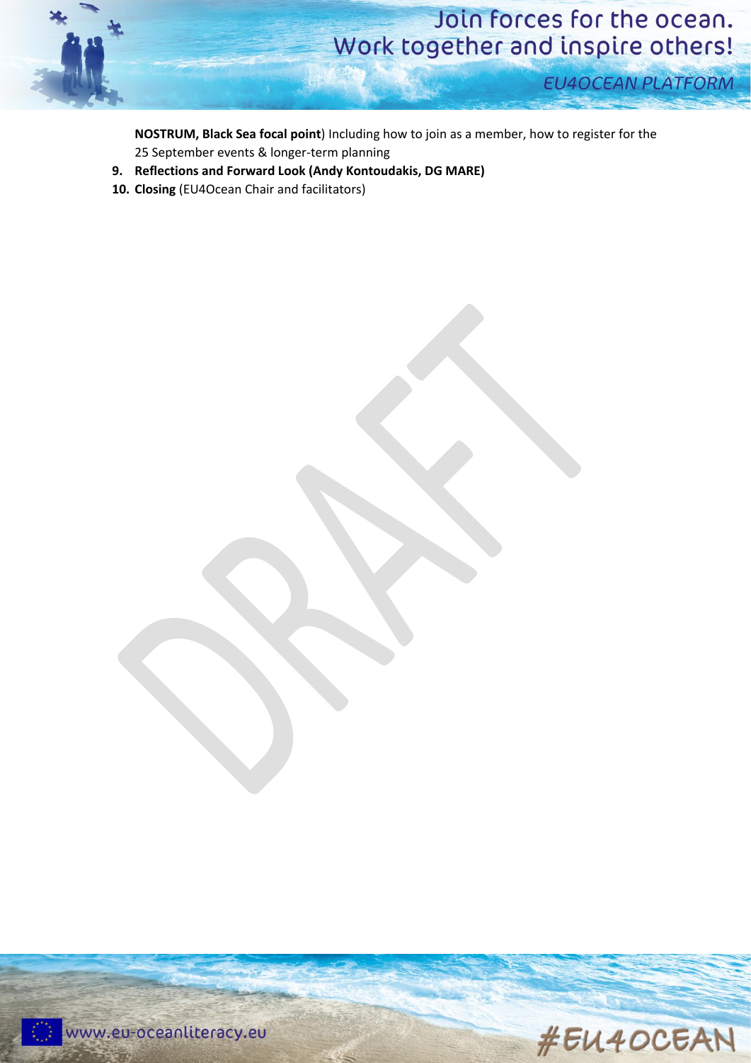**NOSTRUM, Black Sea focal point**) Including how to join as a member, how to register for the 25 September events & longer-term planning

9. **Reflections and Forward Look (Andy Kontoudakis, DG MARE)**
10. **Closing** (EU4Ocean Chair and facilitators)